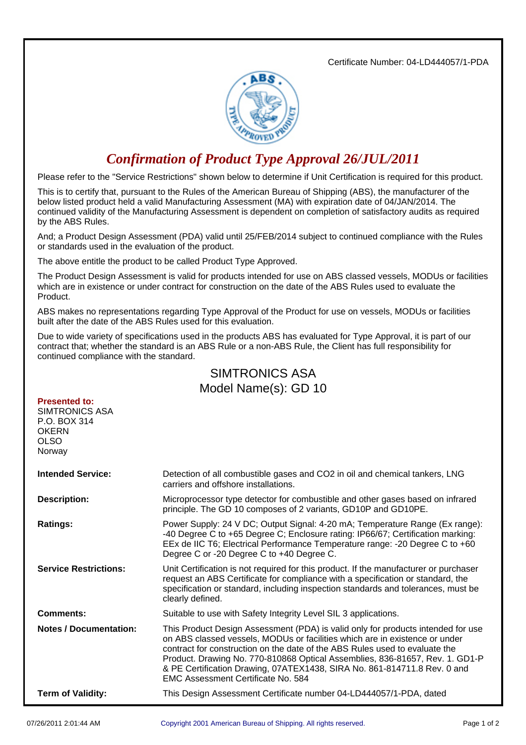Certificate Number: 04-LD444057/1-PDA

# *Confirmation of Product Type Approval 26/JUL/2011*

Please refer to the "Service Restrictions" shown below to determine if Unit Certification is required for this product.

This is to certify that, pursuant to the Rules of the American Bureau of Shipping (ABS), the manufacturer of the below listed product held a valid Manufacturing Assessment (MA) with expiration date of 04/JAN/2014. The continued validity of the Manufacturing Assessment is dependent on completion of satisfactory audits as required by the ABS Rules.

And; a Product Design Assessment (PDA) valid until 25/FEB/2014 subject to continued compliance with the Rules or standards used in the evaluation of the product.

The above entitle the product to be called Product Type Approved.

The Product Design Assessment is valid for products intended for use on ABS classed vessels, MODUs or facilities which are in existence or under contract for construction on the date of the ABS Rules used to evaluate the Product.

ABS makes no representations regarding Type Approval of the Product for use on vessels, MODUs or facilities built after the date of the ABS Rules used for this evaluation.

Due to wide variety of specifications used in the products ABS has evaluated for Type Approval, it is part of our contract that; whether the standard is an ABS Rule or a non-ABS Rule, the Client has full responsibility for continued compliance with the standard.

## SIMTRONICS ASA
## Model Name(s): GD 10

**Presented to:**
SIMTRONICS ASA
P.O. BOX 314
OKERN
OLSO
Norway

**Intended Service:** Detection of all combustible gases and $CO_2$ in oil and chemical tankers, LNG carriers and offshore installations.

**Description:** Microprocessor type detector for combustible and other gases based on infrared principle. The GD 10 composes of 2 variants, GD10P and GD10PE.

**Ratings:** Power Supply: 24 V DC; Output Signal: 4-20 mA; Temperature Range (Ex range): -40 Degree C to +65 Degree C; Enclosure rating: IP66/67; Certification marking: EEx de IIC T6; Electrical Performance Temperature range: -20 Degree C to +60 Degree C or -20 Degree C to +40 Degree C.

**Service Restrictions:** Unit Certification is not required for this product. If the manufacturer or purchaser request an ABS Certificate for compliance with a specification or standard, the specification or standard, including inspection standards and tolerances, must be clearly defined.

**Comments:** Suitable to use with Safety Integrity Level SIL 3 applications.

**Notes / Documentation:** This Product Design Assessment (PDA) is valid only for products intended for use on ABS classed vessels, MODUs or facilities which are in existence or under contract for construction on the date of the ABS Rules used to evaluate the Product. Drawing No. 770-810868 Optical Assemblies, 836-81657, Rev. 1. GD1-P & PE Certification Drawing, 07ATEX1438, SIRA No. 861-814711.8 Rev. 0 and EMC Assessment Certificate No. 584

**Term of Validity:** This Design Assessment Certificate number 04-LD444057/1-PDA, dated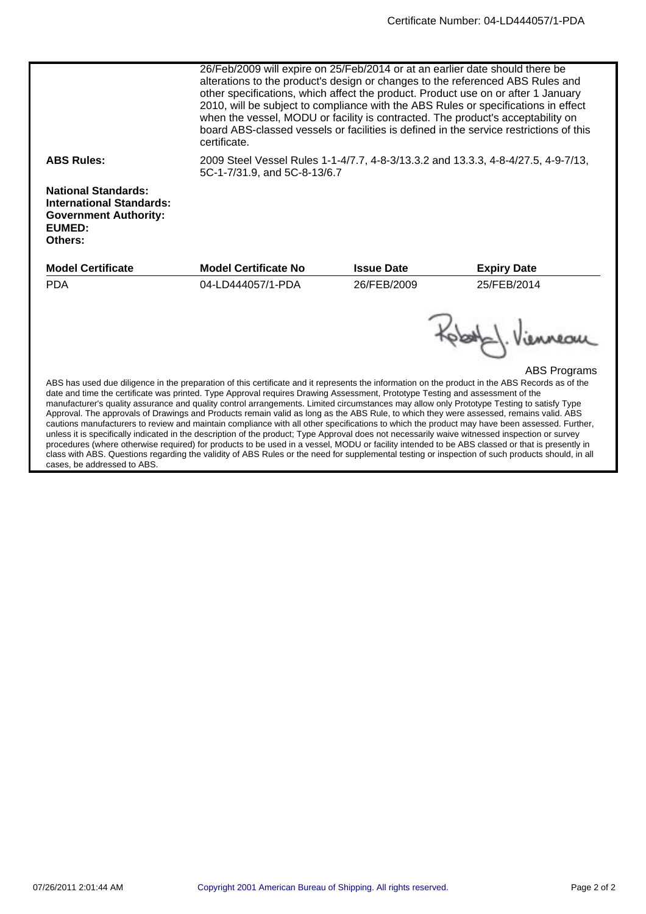Certificate Number: 04-LD444057/1-PDA

| | |
|---|---|
| | 26/Feb/2009 will expire on 25/Feb/2014 or at an earlier date should there be alterations to the product's design or changes to the referenced ABS Rules and other specifications, which affect the product. Product use on or after 1 January 2010, will be subject to compliance with the ABS Rules or specifications in effect when the vessel, MODU or facility is contracted. The product's acceptability on board ABS-classed vessels or facilities is defined in the service restrictions of this certificate. |
| **ABS Rules:** | 2009 Steel Vessel Rules 1-1-4/7.7, 4-8-3/13.3.2 and 13.3.3, 4-8-4/27.5, 4-9-7/13, 5C-1-7/31.9, and 5C-8-13/6.7 |
| **National Standards:** | |
| **International Standards:** | |
| **Government Authority:** | |
| **EUMED:** | |
| **Others:** | |

| Model Certificate | Model Certificate No | Issue Date | Expiry Date |
|---|---|---|---|
| PDA | 04-LD444057/1-PDA | 26/FEB/2009 | 25/FEB/2014 |

ABS Programs

ABS has used due diligence in the preparation of this certificate and it represents the information on the product in the ABS Records as of the date and time the certificate was printed. Type Approval requires Drawing Assessment, Prototype Testing and assessment of the manufacturer's quality assurance and quality control arrangements. Limited circumstances may allow only Prototype Testing to satisfy Type Approval. The approvals of Drawings and Products remain valid as long as the ABS Rule, to which they were assessed, remains valid. ABS cautions manufacturers to review and maintain compliance with all other specifications to which the product may have been assessed. Further, unless it is specifically indicated in the description of the product; Type Approval does not necessarily waive witnessed inspection or survey procedures (where otherwise required) for products to be used in a vessel, MODU or facility intended to be ABS classed or that is presently in class with ABS. Questions regarding the validity of ABS Rules or the need for supplemental testing or inspection of such products should, in all cases, be addressed to ABS.

07/26/2011 2:01:44 AM Copyright 2001 American Bureau of Shipping. All rights reserved.